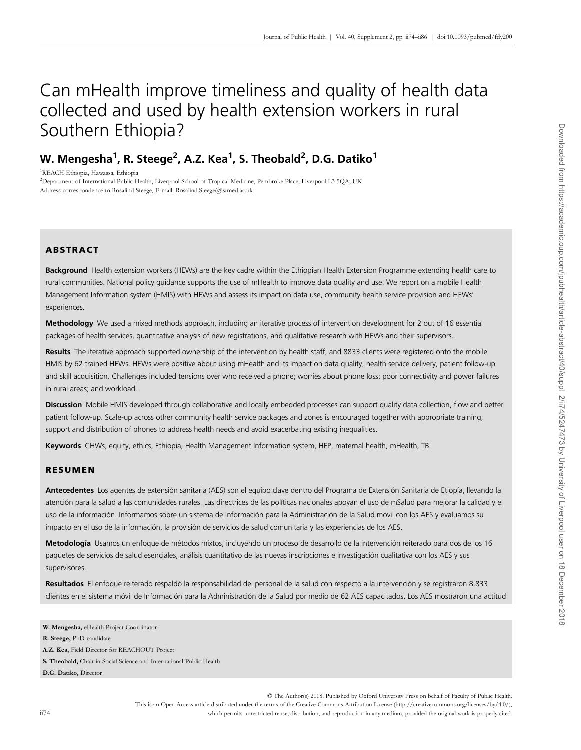# Can mHealth improve timeliness and quality of health data collected and used by health extension workers in rural Southern Ethiopia?

## W. Mengesha[1], R. Steege[2], A.Z. Kea[1], S. Theobald[2], D.G. Datiko[1]

[1]REACH Ethiopia, Hawassa, Ethiopia
[2]Department of International Public Health, Liverpool School of Tropical Medicine, Pembroke Place, Liverpool L3 5QA, UK
Address correspondence to Rosalind Steege, E-mail: Rosalind.Steege@lstmed.ac.uk

## ABSTRACT

**Background** Health extension workers (HEWs) are the key cadre within the Ethiopian Health Extension Programme extending health care to rural communities. National policy guidance supports the use of mHealth to improve data quality and use. We report on a mobile Health Management Information system (HMIS) with HEWs and assess its impact on data use, community health service provision and HEWs' experiences.

**Methodology** We used a mixed methods approach, including an iterative process of intervention development for 2 out of 16 essential packages of health services, quantitative analysis of new registrations, and qualitative research with HEWs and their supervisors.

**Results** The iterative approach supported ownership of the intervention by health staff, and 8833 clients were registered onto the mobile HMIS by 62 trained HEWs. HEWs were positive about using mHealth and its impact on data quality, health service delivery, patient follow-up and skill acquisition. Challenges included tensions over who received a phone; worries about phone loss; poor connectivity and power failures in rural areas; and workload.

**Discussion** Mobile HMIS developed through collaborative and locally embedded processes can support quality data collection, flow and better patient follow-up. Scale-up across other community health service packages and zones is encouraged together with appropriate training, support and distribution of phones to address health needs and avoid exacerbating existing inequalities.

**Keywords** CHWs, equity, ethics, Ethiopia, Health Management Information system, HEP, maternal health, mHealth, TB

## RESUMEN

**Antecedentes** Los agentes de extensión sanitaria (AES) son el equipo clave dentro del Programa de Extensión Sanitaria de Etiopía, llevando la atención para la salud a las comunidades rurales. Las directrices de las políticas nacionales apoyan el uso de mSalud para mejorar la calidad y el uso de la información. Informamos sobre un sistema de Información para la Administración de la Salud móvil con los AES y evaluamos su impacto en el uso de la información, la provisión de servicios de salud comunitaria y las experiencias de los AES.

**Metodología** Usamos un enfoque de métodos mixtos, incluyendo un proceso de desarrollo de la intervención reiterado para dos de los 16 paquetes de servicios de salud esenciales, análisis cuantitativo de las nuevas inscripciones e investigación cualitativa con los AES y sus supervisores.

**Resultados** El enfoque reiterado respaldó la responsabilidad del personal de la salud con respecto a la intervención y se registraron 8.833 clientes en el sistema móvil de Información para la Administración de la Salud por medio de 62 AES capacitados. Los AES mostraron una actitud

**W. Mengesha,** eHealth Project Coordinator

**R. Steege,** PhD candidate

**A.Z. Kea,** Field Director for REACHOUT Project

**S. Theobald,** Chair in Social Science and International Public Health

**D.G. Datiko,** Director

© The Author(s) 2018. Published by Oxford University Press on behalf of Faculty of Public Health.
This is an Open Access article distributed under the terms of the Creative Commons Attribution License (http://creativecommons.org/licenses/by/4.0/), which permits unrestricted reuse, distribution, and reproduction in any medium, provided the original work is properly cited.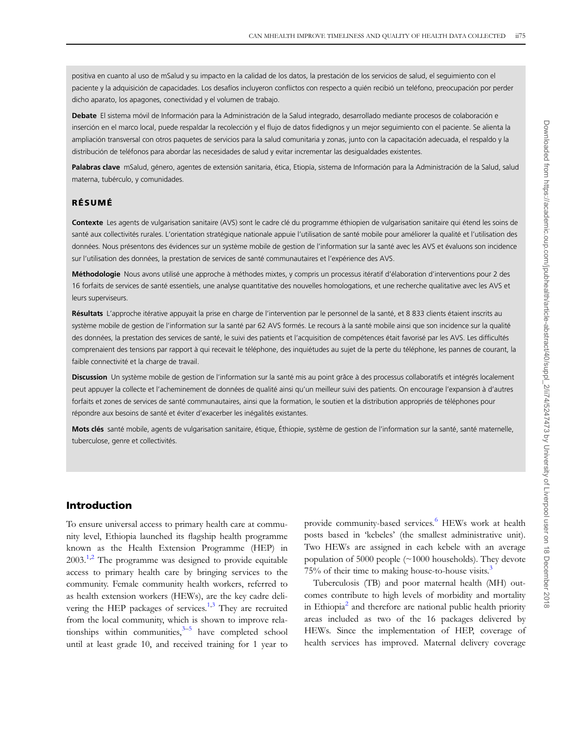positiva en cuanto al uso de mSalud y su impacto en la calidad de los datos, la prestación de los servicios de salud, el seguimiento con el paciente y la adquisición de capacidades. Los desafíos incluyeron conflictos con respecto a quién recibió un teléfono, preocupación por perder dicho aparato, los apagones, conectividad y el volumen de trabajo.

**Debate** El sistema móvil de Información para la Administración de la Salud integrado, desarrollado mediante procesos de colaboración e inserción en el marco local, puede respaldar la recolección y el flujo de datos fidedignos y un mejor seguimiento con el paciente. Se alienta la ampliación transversal con otros paquetes de servicios para la salud comunitaria y zonas, junto con la capacitación adecuada, el respaldo y la distribución de teléfonos para abordar las necesidades de salud y evitar incrementar las desigualdades existentes.

**Palabras clave** mSalud, género, agentes de extensión sanitaria, ética, Etiopía, sistema de Información para la Administración de la Salud, salud materna, tubérculo, y comunidades.

## RÉSUMÉ

**Contexte** Les agents de vulgarisation sanitaire (AVS) sont le cadre clé du programme éthiopien de vulgarisation sanitaire qui étend les soins de santé aux collectivités rurales. L'orientation stratégique nationale appuie l'utilisation de santé mobile pour améliorer la qualité et l'utilisation des données. Nous présentons des évidences sur un système mobile de gestion de l'information sur la santé avec les AVS et évaluons son incidence sur l'utilisation des données, la prestation de services de santé communautaires et l'expérience des AVS.

**Méthodologie** Nous avons utilisé une approche à méthodes mixtes, y compris un processus itératif d'élaboration d'interventions pour 2 des 16 forfaits de services de santé essentiels, une analyse quantitative des nouvelles homologations, et une recherche qualitative avec les AVS et leurs superviseurs.

**Résultats** L'approche itérative appuyait la prise en charge de l'intervention par le personnel de la santé, et 8 833 clients étaient inscrits au système mobile de gestion de l'information sur la santé par 62 AVS formés. Le recours à la santé mobile ainsi que son incidence sur la qualité des données, la prestation des services de santé, le suivi des patients et l'acquisition de compétences était favorisé par les AVS. Les difficultés comprenaient des tensions par rapport à qui recevait le téléphone, des inquiétudes au sujet de la perte du téléphone, les pannes de courant, la faible connectivité et la charge de travail.

**Discussion** Un système mobile de gestion de l'information sur la santé mis au point grâce à des processus collaboratifs et intégrés localement peut appuyer la collecte et l'acheminement de données de qualité ainsi qu'un meilleur suivi des patients. On encourage l'expansion à d'autres forfaits et zones de services de santé communautaires, ainsi que la formation, le soutien et la distribution appropriés de téléphones pour répondre aux besoins de santé et éviter d'exacerber les inégalités existantes.

**Mots clés** santé mobile, agents de vulgarisation sanitaire, étique, Éthiopie, système de gestion de l'information sur la santé, santé maternelle, tuberculose, genre et collectivités.

## Introduction

To ensure universal access to primary health care at community level, Ethiopia launched its flagship health programme known as the Health Extension Programme (HEP) in 2003.[1,2] The programme was designed to provide equitable access to primary health care by bringing services to the community. Female community health workers, referred to as health extension workers (HEWs), are the key cadre delivering the HEP packages of services.[1,3] They are recruited from the local community, which is shown to improve relationships within communities,[3–5] have completed school until at least grade 10, and received training for 1 year to provide community-based services.[6] HEWs work at health posts based in 'kebeles' (the smallest administrative unit). Two HEWs are assigned in each kebele with an average population of 5000 people (~1000 households). They devote 75% of their time to making house-to-house visits.[3]

Tuberculosis (TB) and poor maternal health (MH) outcomes contribute to high levels of morbidity and mortality in Ethiopia[2] and therefore are national public health priority areas included as two of the 16 packages delivered by HEWs. Since the implementation of HEP, coverage of health services has improved. Maternal delivery coverage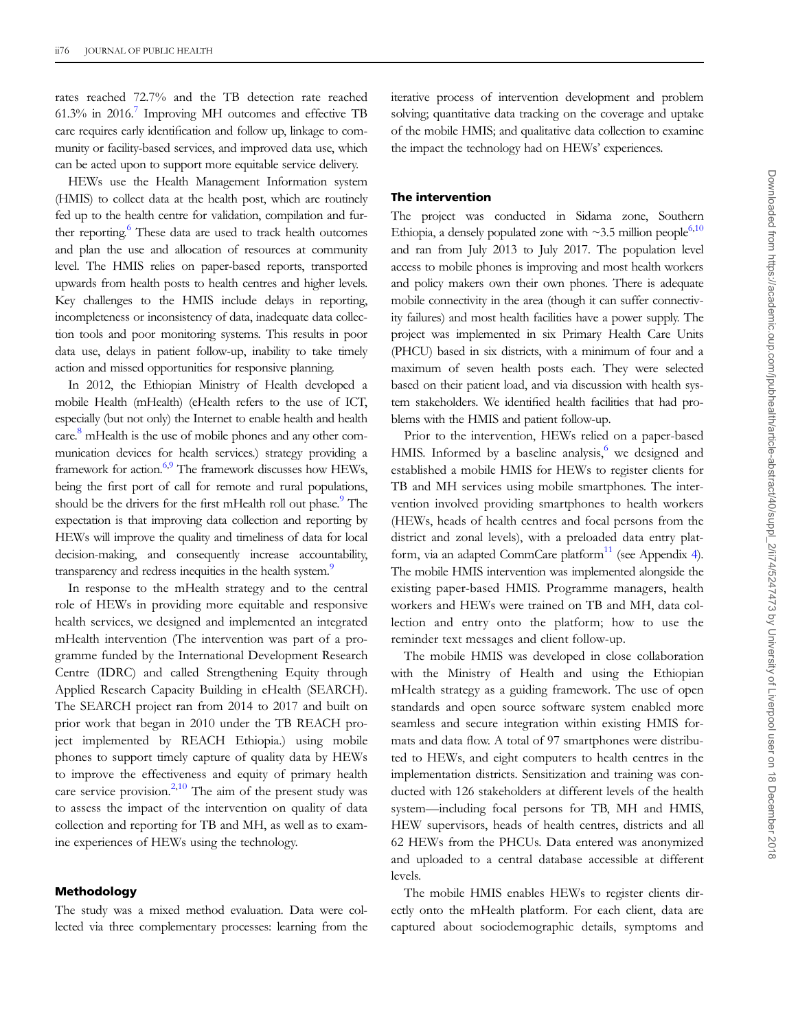rates reached 72.7% and the TB detection rate reached 61.3% in 2016.[7] Improving MH outcomes and effective TB care requires early identification and follow up, linkage to community or facility-based services, and improved data use, which can be acted upon to support more equitable service delivery.

HEWs use the Health Management Information system (HMIS) to collect data at the health post, which are routinely fed up to the health centre for validation, compilation and further reporting.[6] These data are used to track health outcomes and plan the use and allocation of resources at community level. The HMIS relies on paper-based reports, transported upwards from health posts to health centres and higher levels. Key challenges to the HMIS include delays in reporting, incompleteness or inconsistency of data, inadequate data collection tools and poor monitoring systems. This results in poor data use, delays in patient follow-up, inability to take timely action and missed opportunities for responsive planning.

In 2012, the Ethiopian Ministry of Health developed a mobile Health (mHealth) (eHealth refers to the use of ICT, especially (but not only) the Internet to enable health and health care.[8] mHealth is the use of mobile phones and any other communication devices for health services.) strategy providing a framework for action.[6,9] The framework discusses how HEWs, being the first port of call for remote and rural populations, should be the drivers for the first mHealth roll out phase.[9] The expectation is that improving data collection and reporting by HEWs will improve the quality and timeliness of data for local decision-making, and consequently increase accountability, transparency and redress inequities in the health system.[9]

In response to the mHealth strategy and to the central role of HEWs in providing more equitable and responsive health services, we designed and implemented an integrated mHealth intervention (The intervention was part of a programme funded by the International Development Research Centre (IDRC) and called Strengthening Equity through Applied Research Capacity Building in eHealth (SEARCH). The SEARCH project ran from 2014 to 2017 and built on prior work that began in 2010 under the TB REACH project implemented by REACH Ethiopia.) using mobile phones to support timely capture of quality data by HEWs to improve the effectiveness and equity of primary health care service provision.[2,10] The aim of the present study was to assess the impact of the intervention on quality of data collection and reporting for TB and MH, as well as to examine experiences of HEWs using the technology.

## Methodology

The study was a mixed method evaluation. Data were collected via three complementary processes: learning from the iterative process of intervention development and problem solving; quantitative data tracking on the coverage and uptake of the mobile HMIS; and qualitative data collection to examine the impact the technology had on HEWs' experiences.

### The intervention

The project was conducted in Sidama zone, Southern Ethiopia, a densely populated zone with ~3.5 million people[6,10] and ran from July 2013 to July 2017. The population level access to mobile phones is improving and most health workers and policy makers own their own phones. There is adequate mobile connectivity in the area (though it can suffer connectivity failures) and most health facilities have a power supply. The project was implemented in six Primary Health Care Units (PHCU) based in six districts, with a minimum of four and a maximum of seven health posts each. They were selected based on their patient load, and via discussion with health system stakeholders. We identified health facilities that had problems with the HMIS and patient follow-up.

Prior to the intervention, HEWs relied on a paper-based HMIS. Informed by a baseline analysis,[6] we designed and established a mobile HMIS for HEWs to register clients for TB and MH services using mobile smartphones. The intervention involved providing smartphones to health workers (HEWs, heads of health centres and focal persons from the district and zonal levels), with a preloaded data entry platform, via an adapted CommCare platform[11] (see Appendix 4). The mobile HMIS intervention was implemented alongside the existing paper-based HMIS. Programme managers, health workers and HEWs were trained on TB and MH, data collection and entry onto the platform; how to use the reminder text messages and client follow-up.

The mobile HMIS was developed in close collaboration with the Ministry of Health and using the Ethiopian mHealth strategy as a guiding framework. The use of open standards and open source software system enabled more seamless and secure integration within existing HMIS formats and data flow. A total of 97 smartphones were distributed to HEWs, and eight computers to health centres in the implementation districts. Sensitization and training was conducted with 126 stakeholders at different levels of the health system—including focal persons for TB, MH and HMIS, HEW supervisors, heads of health centres, districts and all 62 HEWs from the PHCUs. Data entered was anonymized and uploaded to a central database accessible at different levels.

The mobile HMIS enables HEWs to register clients directly onto the mHealth platform. For each client, data are captured about sociodemographic details, symptoms and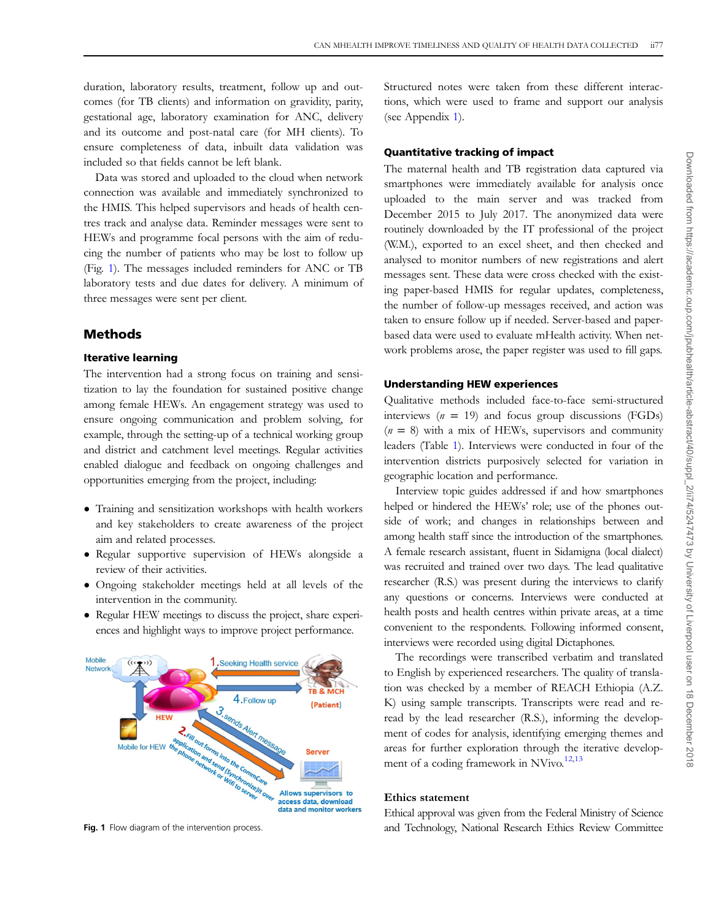duration, laboratory results, treatment, follow up and outcomes (for TB clients) and information on gravidity, parity, gestational age, laboratory examination for ANC, delivery and its outcome and post-natal care (for MH clients). To ensure completeness of data, inbuilt data validation was included so that fields cannot be left blank.

Data was stored and uploaded to the cloud when network connection was available and immediately synchronized to the HMIS. This helped supervisors and heads of health centres track and analyse data. Reminder messages were sent to HEWs and programme focal persons with the aim of reducing the number of patients who may be lost to follow up (Fig. 1). The messages included reminders for ANC or TB laboratory tests and due dates for delivery. A minimum of three messages were sent per client.

## Methods

### Iterative learning

The intervention had a strong focus on training and sensitization to lay the foundation for sustained positive change among female HEWs. An engagement strategy was used to ensure ongoing communication and problem solving, for example, through the setting-up of a technical working group and district and catchment level meetings. Regular activities enabled dialogue and feedback on ongoing challenges and opportunities emerging from the project, including:

- Training and sensitization workshops with health workers and key stakeholders to create awareness of the project aim and related processes.
- Regular supportive supervision of HEWs alongside a review of their activities.
- Ongoing stakeholder meetings held at all levels of the intervention in the community.
- Regular HEW meetings to discuss the project, share experiences and highlight ways to improve project performance.

Fig. 1 Flow diagram of the intervention process.

Structured notes were taken from these different interactions, which were used to frame and support our analysis (see Appendix 1).

### Quantitative tracking of impact

The maternal health and TB registration data captured via smartphones were immediately available for analysis once uploaded to the main server and was tracked from December 2015 to July 2017. The anonymized data were routinely downloaded by the IT professional of the project (W.M.), exported to an excel sheet, and then checked and analysed to monitor numbers of new registrations and alert messages sent. These data were cross checked with the existing paper-based HMIS for regular updates, completeness, the number of follow-up messages received, and action was taken to ensure follow up if needed. Server-based and paper-based data were used to evaluate mHealth activity. When network problems arose, the paper register was used to fill gaps.

### Understanding HEW experiences

Qualitative methods included face-to-face semi-structured interviews ($n$ = 19) and focus group discussions (FGDs) ($n$ = 8) with a mix of HEWs, supervisors and community leaders (Table 1). Interviews were conducted in four of the intervention districts purposively selected for variation in geographic location and performance.

Interview topic guides addressed if and how smartphones helped or hindered the HEWs' role; use of the phones outside of work; and changes in relationships between and among health staff since the introduction of the smartphones. A female research assistant, fluent in Sidamigna (local dialect) was recruited and trained over two days. The lead qualitative researcher (R.S.) was present during the interviews to clarify any questions or concerns. Interviews were conducted at health posts and health centres within private areas, at a time convenient to the respondents. Following informed consent, interviews were recorded using digital Dictaphones.

The recordings were transcribed verbatim and translated to English by experienced researchers. The quality of translation was checked by a member of REACH Ethiopia (A.Z.K) using sample transcripts. Transcripts were read and re-read by the lead researcher (R.S.), informing the development of codes for analysis, identifying emerging themes and areas for further exploration through the iterative development of a coding framework in NVivo.[12,13]

### Ethics statement

Ethical approval was given from the Federal Ministry of Science and Technology, National Research Ethics Review Committee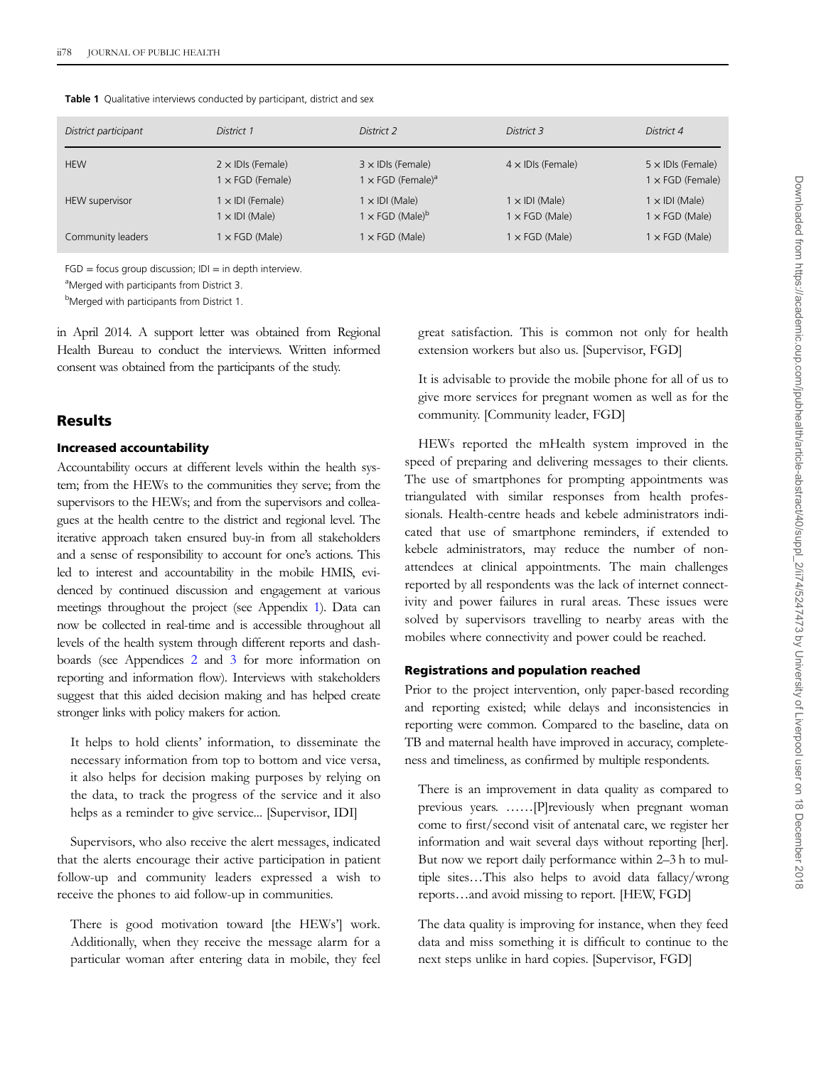**Table 1** Qualitative interviews conducted by participant, district and sex

| District participant | District 1 | District 2 | District 3 | District 4 |
|---|---|---|---|---|
| HEW | 2 × IDIs (Female)<br>1 × FGD (Female) | 3 × IDIs (Female)<br>1 × FGD (Female)[a] | 4 × IDIs (Female) | 5 × IDIs (Female)<br>1 × FGD (Female) |
| HEW supervisor | 1 × IDI (Female)<br>1 × IDI (Male) | 1 × IDI (Male)<br>1 × FGD (Male)[b] | 1 × IDI (Male)<br>1 × FGD (Male) | 1 × IDI (Male)<br>1 × FGD (Male) |
| Community leaders | 1 × FGD (Male) | 1 × FGD (Male) | 1 × FGD (Male) | 1 × FGD (Male) |

FGD = focus group discussion; IDI = in depth interview.

[a]Merged with participants from District 3.

[b]Merged with participants from District 1.

in April 2014. A support letter was obtained from Regional Health Bureau to conduct the interviews. Written informed consent was obtained from the participants of the study.

## Results

### Increased accountability

Accountability occurs at different levels within the health system; from the HEWs to the communities they serve; from the supervisors to the HEWs; and from the supervisors and colleagues at the health centre to the district and regional level. The iterative approach taken ensured buy-in from all stakeholders and a sense of responsibility to account for one's actions. This led to interest and accountability in the mobile HMIS, evidenced by continued discussion and engagement at various meetings throughout the project (see Appendix 1). Data can now be collected in real-time and is accessible throughout all levels of the health system through different reports and dashboards (see Appendices 2 and 3 for more information on reporting and information flow). Interviews with stakeholders suggest that this aided decision making and has helped create stronger links with policy makers for action.

> It helps to hold clients' information, to disseminate the necessary information from top to bottom and vice versa, it also helps for decision making purposes by relying on the data, to track the progress of the service and it also helps as a reminder to give service... [Supervisor, IDI]

Supervisors, who also receive the alert messages, indicated that the alerts encourage their active participation in patient follow-up and community leaders expressed a wish to receive the phones to aid follow-up in communities.

> There is good motivation toward [the HEWs'] work. Additionally, when they receive the message alarm for a particular woman after entering data in mobile, they feel great satisfaction. This is common not only for health extension workers but also us. [Supervisor, FGD]

> It is advisable to provide the mobile phone for all of us to give more services for pregnant women as well as for the community. [Community leader, FGD]

HEWs reported the mHealth system improved in the speed of preparing and delivering messages to their clients. The use of smartphones for prompting appointments was triangulated with similar responses from health professionals. Health-centre heads and kebele administrators indicated that use of smartphone reminders, if extended to kebele administrators, may reduce the number of non-attendees at clinical appointments. The main challenges reported by all respondents was the lack of internet connectivity and power failures in rural areas. These issues were solved by supervisors travelling to nearby areas with the mobiles where connectivity and power could be reached.

### Registrations and population reached

Prior to the project intervention, only paper-based recording and reporting existed; while delays and inconsistencies in reporting were common. Compared to the baseline, data on TB and maternal health have improved in accuracy, completeness and timeliness, as confirmed by multiple respondents.

> There is an improvement in data quality as compared to previous years. ……[P]reviously when pregnant woman come to first/second visit of antenatal care, we register her information and wait several days without reporting [her]. But now we report daily performance within 2–3 h to multiple sites…This also helps to avoid data fallacy/wrong reports…and avoid missing to report. [HEW, FGD]

> The data quality is improving for instance, when they feed data and miss something it is difficult to continue to the next steps unlike in hard copies. [Supervisor, FGD]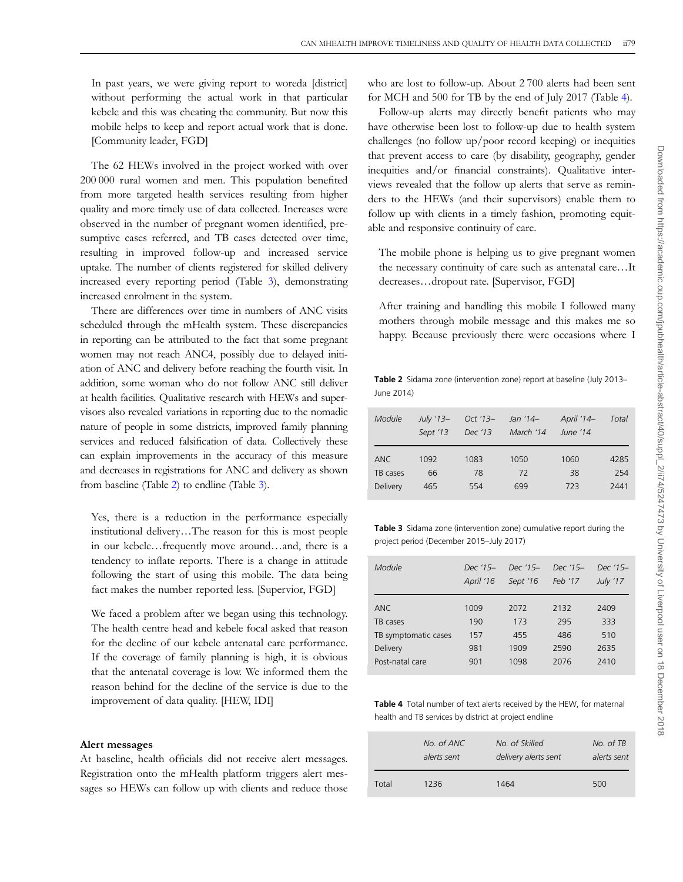In past years, we were giving report to woreda [district] without performing the actual work in that particular kebele and this was cheating the community. But now this mobile helps to keep and report actual work that is done. [Community leader, FGD]

The 62 HEWs involved in the project worked with over 200 000 rural women and men. This population benefited from more targeted health services resulting from higher quality and more timely use of data collected. Increases were observed in the number of pregnant women identified, presumptive cases referred, and TB cases detected over time, resulting in improved follow-up and increased service uptake. The number of clients registered for skilled delivery increased every reporting period (Table 3), demonstrating increased enrolment in the system.

There are differences over time in numbers of ANC visits scheduled through the mHealth system. These discrepancies in reporting can be attributed to the fact that some pregnant women may not reach ANC4, possibly due to delayed initiation of ANC and delivery before reaching the fourth visit. In addition, some woman who do not follow ANC still deliver at health facilities. Qualitative research with HEWs and supervisors also revealed variations in reporting due to the nomadic nature of people in some districts, improved family planning services and reduced falsification of data. Collectively these can explain improvements in the accuracy of this measure and decreases in registrations for ANC and delivery as shown from baseline (Table 2) to endline (Table 3).

Yes, there is a reduction in the performance especially institutional delivery…The reason for this is most people in our kebele…frequently move around…and, there is a tendency to inflate reports. There is a change in attitude following the start of using this mobile. The data being fact makes the number reported less. [Supervior, FGD]

We faced a problem after we began using this technology. The health centre head and kebele focal asked that reason for the decline of our kebele antenatal care performance. If the coverage of family planning is high, it is obvious that the antenatal coverage is low. We informed them the reason behind for the decline of the service is due to the improvement of data quality. [HEW, IDI]

### Alert messages

At baseline, health officials did not receive alert messages. Registration onto the mHealth platform triggers alert messages so HEWs can follow up with clients and reduce those who are lost to follow-up. About 2 700 alerts had been sent for MCH and 500 for TB by the end of July 2017 (Table 4).

Follow-up alerts may directly benefit patients who may have otherwise been lost to follow-up due to health system challenges (no follow up/poor record keeping) or inequities that prevent access to care (by disability, geography, gender inequities and/or financial constraints). Qualitative interviews revealed that the follow up alerts that serve as reminders to the HEWs (and their supervisors) enable them to follow up with clients in a timely fashion, promoting equitable and responsive continuity of care.

The mobile phone is helping us to give pregnant women the necessary continuity of care such as antenatal care…It decreases…dropout rate. [Supervisor, FGD]

After training and handling this mobile I followed many mothers through mobile message and this makes me so happy. Because previously there were occasions where I

**Table 2** Sidama zone (intervention zone) report at baseline (July 2013–June 2014)

| Module | July '13–Sept '13 | Oct '13–Dec '13 | Jan '14–March '14 | April '14–June '14 | Total |
|---|---|---|---|---|---|
| ANC | 1092 | 1083 | 1050 | 1060 | 4285 |
| TB cases | 66 | 78 | 72 | 38 | 254 |
| Delivery | 465 | 554 | 699 | 723 | 2441 |

**Table 3** Sidama zone (intervention zone) cumulative report during the project period (December 2015–July 2017)

| Module | Dec '15–April '16 | Dec '15–Sept '16 | Dec '15–Feb '17 | Dec '15–July '17 |
|---|---|---|---|---|
| ANC | 1009 | 2072 | 2132 | 2409 |
| TB cases | 190 | 173 | 295 | 333 |
| TB symptomatic cases | 157 | 455 | 486 | 510 |
| Delivery | 981 | 1909 | 2590 | 2635 |
| Post-natal care | 901 | 1098 | 2076 | 2410 |

**Table 4** Total number of text alerts received by the HEW, for maternal health and TB services by district at project endline

| | No. of ANC alerts sent | No. of Skilled delivery alerts sent | No. of TB alerts sent |
|---|---|---|---|
| Total | 1236 | 1464 | 500 |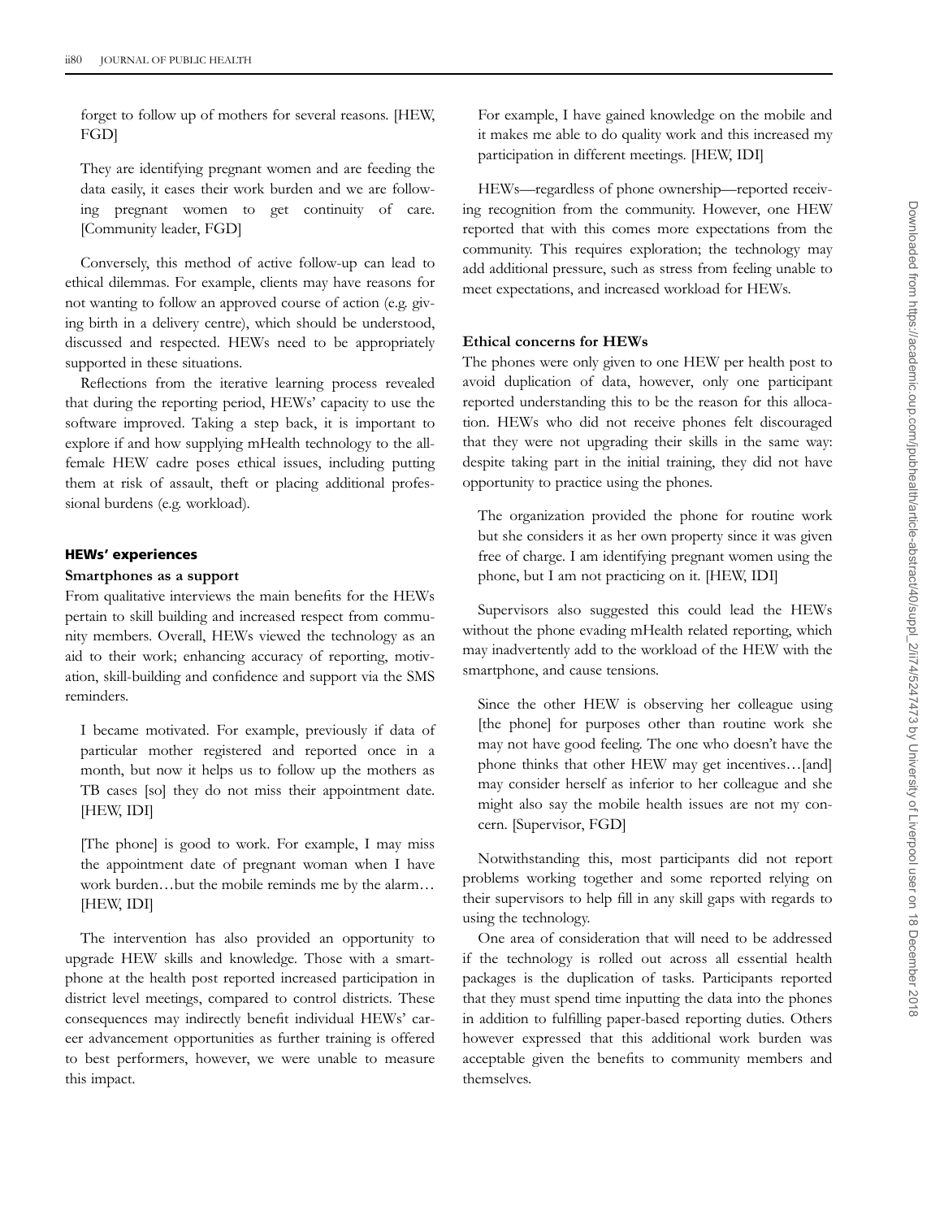forget to follow up of mothers for several reasons. [HEW, FGD]

They are identifying pregnant women and are feeding the data easily, it eases their work burden and we are following pregnant women to get continuity of care. [Community leader, FGD]

Conversely, this method of active follow-up can lead to ethical dilemmas. For example, clients may have reasons for not wanting to follow an approved course of action (e.g. giving birth in a delivery centre), which should be understood, discussed and respected. HEWs need to be appropriately supported in these situations.

Reflections from the iterative learning process revealed that during the reporting period, HEWs' capacity to use the software improved. Taking a step back, it is important to explore if and how supplying mHealth technology to the all-female HEW cadre poses ethical issues, including putting them at risk of assault, theft or placing additional professional burdens (e.g. workload).

## HEWs' experiences

### Smartphones as a support

From qualitative interviews the main benefits for the HEWs pertain to skill building and increased respect from community members. Overall, HEWs viewed the technology as an aid to their work; enhancing accuracy of reporting, motivation, skill-building and confidence and support via the SMS reminders.

I became motivated. For example, previously if data of particular mother registered and reported once in a month, but now it helps us to follow up the mothers as TB cases [so] they do not miss their appointment date. [HEW, IDI]

[The phone] is good to work. For example, I may miss the appointment date of pregnant woman when I have work burden…but the mobile reminds me by the alarm… [HEW, IDI]

The intervention has also provided an opportunity to upgrade HEW skills and knowledge. Those with a smartphone at the health post reported increased participation in district level meetings, compared to control districts. These consequences may indirectly benefit individual HEWs' career advancement opportunities as further training is offered to best performers, however, we were unable to measure this impact.

For example, I have gained knowledge on the mobile and it makes me able to do quality work and this increased my participation in different meetings. [HEW, IDI]

HEWs—regardless of phone ownership—reported receiving recognition from the community. However, one HEW reported that with this comes more expectations from the community. This requires exploration; the technology may add additional pressure, such as stress from feeling unable to meet expectations, and increased workload for HEWs.

### Ethical concerns for HEWs

The phones were only given to one HEW per health post to avoid duplication of data, however, only one participant reported understanding this to be the reason for this allocation. HEWs who did not receive phones felt discouraged that they were not upgrading their skills in the same way: despite taking part in the initial training, they did not have opportunity to practice using the phones.

The organization provided the phone for routine work but she considers it as her own property since it was given free of charge. I am identifying pregnant women using the phone, but I am not practicing on it. [HEW, IDI]

Supervisors also suggested this could lead the HEWs without the phone evading mHealth related reporting, which may inadvertently add to the workload of the HEW with the smartphone, and cause tensions.

Since the other HEW is observing her colleague using [the phone] for purposes other than routine work she may not have good feeling. The one who doesn't have the phone thinks that other HEW may get incentives…[and] may consider herself as inferior to her colleague and she might also say the mobile health issues are not my concern. [Supervisor, FGD]

Notwithstanding this, most participants did not report problems working together and some reported relying on their supervisors to help fill in any skill gaps with regards to using the technology.

One area of consideration that will need to be addressed if the technology is rolled out across all essential health packages is the duplication of tasks. Participants reported that they must spend time inputting the data into the phones in addition to fulfilling paper-based reporting duties. Others however expressed that this additional work burden was acceptable given the benefits to community members and themselves.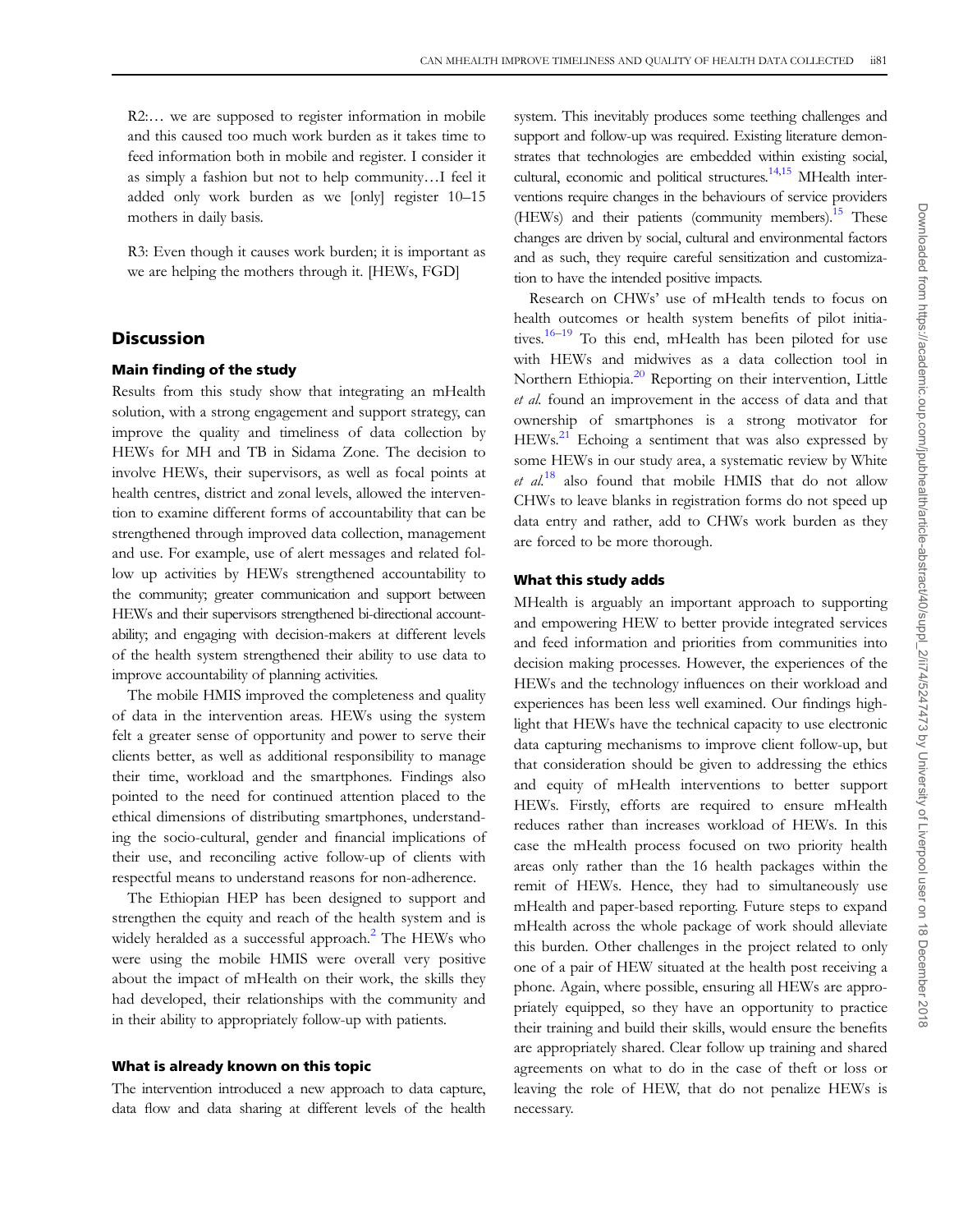R2:… we are supposed to register information in mobile and this caused too much work burden as it takes time to feed information both in mobile and register. I consider it as simply a fashion but not to help community…I feel it added only work burden as we [only] register 10–15 mothers in daily basis.

R3: Even though it causes work burden; it is important as we are helping the mothers through it. [HEWs, FGD]

## Discussion

### Main finding of the study

Results from this study show that integrating an mHealth solution, with a strong engagement and support strategy, can improve the quality and timeliness of data collection by HEWs for MH and TB in Sidama Zone. The decision to involve HEWs, their supervisors, as well as focal points at health centres, district and zonal levels, allowed the intervention to examine different forms of accountability that can be strengthened through improved data collection, management and use. For example, use of alert messages and related follow up activities by HEWs strengthened accountability to the community; greater communication and support between HEWs and their supervisors strengthened bi-directional accountability; and engaging with decision-makers at different levels of the health system strengthened their ability to use data to improve accountability of planning activities.

The mobile HMIS improved the completeness and quality of data in the intervention areas. HEWs using the system felt a greater sense of opportunity and power to serve their clients better, as well as additional responsibility to manage their time, workload and the smartphones. Findings also pointed to the need for continued attention placed to the ethical dimensions of distributing smartphones, understanding the socio-cultural, gender and financial implications of their use, and reconciling active follow-up of clients with respectful means to understand reasons for non-adherence.

The Ethiopian HEP has been designed to support and strengthen the equity and reach of the health system and is widely heralded as a successful approach.[2] The HEWs who were using the mobile HMIS were overall very positive about the impact of mHealth on their work, the skills they had developed, their relationships with the community and in their ability to appropriately follow-up with patients.

### What is already known on this topic

The intervention introduced a new approach to data capture, data flow and data sharing at different levels of the health system. This inevitably produces some teething challenges and support and follow-up was required. Existing literature demonstrates that technologies are embedded within existing social, cultural, economic and political structures.[14,15] MHealth interventions require changes in the behaviours of service providers (HEWs) and their patients (community members).[15] These changes are driven by social, cultural and environmental factors and as such, they require careful sensitization and customization to have the intended positive impacts.

Research on CHWs' use of mHealth tends to focus on health outcomes or health system benefits of pilot initiatives.[16–19] To this end, mHealth has been piloted for use with HEWs and midwives as a data collection tool in Northern Ethiopia.[20] Reporting on their intervention, Little *et al.* found an improvement in the access of data and that ownership of smartphones is a strong motivator for HEWs.[21] Echoing a sentiment that was also expressed by some HEWs in our study area, a systematic review by White *et al.*[18] also found that mobile HMIS that do not allow CHWs to leave blanks in registration forms do not speed up data entry and rather, add to CHWs work burden as they are forced to be more thorough.

### What this study adds

MHealth is arguably an important approach to supporting and empowering HEW to better provide integrated services and feed information and priorities from communities into decision making processes. However, the experiences of the HEWs and the technology influences on their workload and experiences has been less well examined. Our findings highlight that HEWs have the technical capacity to use electronic data capturing mechanisms to improve client follow-up, but that consideration should be given to addressing the ethics and equity of mHealth interventions to better support HEWs. Firstly, efforts are required to ensure mHealth reduces rather than increases workload of HEWs. In this case the mHealth process focused on two priority health areas only rather than the 16 health packages within the remit of HEWs. Hence, they had to simultaneously use mHealth and paper-based reporting. Future steps to expand mHealth across the whole package of work should alleviate this burden. Other challenges in the project related to only one of a pair of HEW situated at the health post receiving a phone. Again, where possible, ensuring all HEWs are appropriately equipped, so they have an opportunity to practice their training and build their skills, would ensure the benefits are appropriately shared. Clear follow up training and shared agreements on what to do in the case of theft or loss or leaving the role of HEW, that do not penalize HEWs is necessary.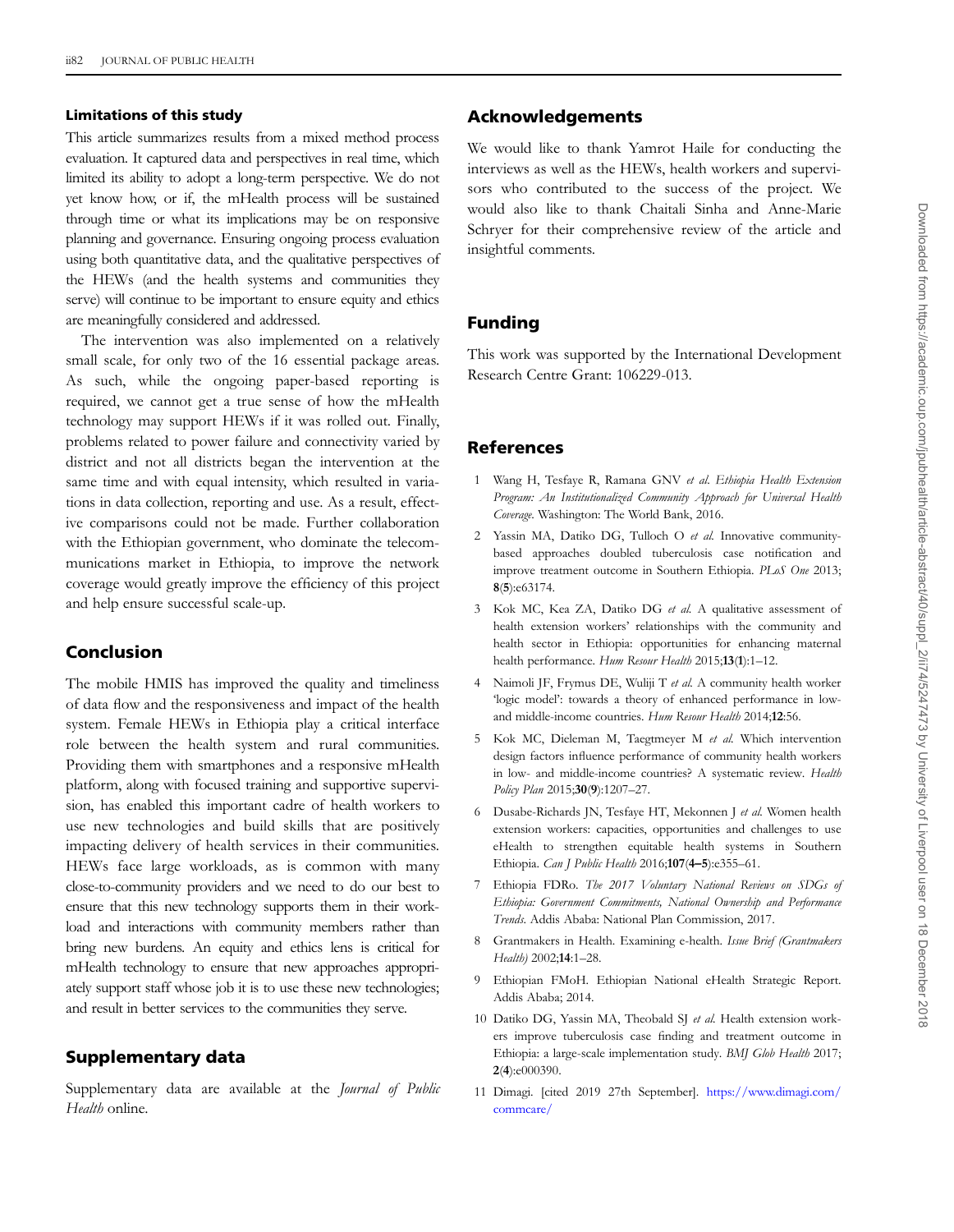### Limitations of this study

This article summarizes results from a mixed method process evaluation. It captured data and perspectives in real time, which limited its ability to adopt a long-term perspective. We do not yet know how, or if, the mHealth process will be sustained through time or what its implications may be on responsive planning and governance. Ensuring ongoing process evaluation using both quantitative data, and the qualitative perspectives of the HEWs (and the health systems and communities they serve) will continue to be important to ensure equity and ethics are meaningfully considered and addressed.

The intervention was also implemented on a relatively small scale, for only two of the 16 essential package areas. As such, while the ongoing paper-based reporting is required, we cannot get a true sense of how the mHealth technology may support HEWs if it was rolled out. Finally, problems related to power failure and connectivity varied by district and not all districts began the intervention at the same time and with equal intensity, which resulted in variations in data collection, reporting and use. As a result, effective comparisons could not be made. Further collaboration with the Ethiopian government, who dominate the telecommunications market in Ethiopia, to improve the network coverage would greatly improve the efficiency of this project and help ensure successful scale-up.

## Conclusion

The mobile HMIS has improved the quality and timeliness of data flow and the responsiveness and impact of the health system. Female HEWs in Ethiopia play a critical interface role between the health system and rural communities. Providing them with smartphones and a responsive mHealth platform, along with focused training and supportive supervision, has enabled this important cadre of health workers to use new technologies and build skills that are positively impacting delivery of health services in their communities. HEWs face large workloads, as is common with many close-to-community providers and we need to do our best to ensure that this new technology supports them in their workload and interactions with community members rather than bring new burdens. An equity and ethics lens is critical for mHealth technology to ensure that new approaches appropriately support staff whose job it is to use these new technologies; and result in better services to the communities they serve.

## Supplementary data

Supplementary data are available at the *Journal of Public Health* online.

## Acknowledgements

We would like to thank Yamrot Haile for conducting the interviews as well as the HEWs, health workers and supervisors who contributed to the success of the project. We would also like to thank Chaitali Sinha and Anne-Marie Schryer for their comprehensive review of the article and insightful comments.

## Funding

This work was supported by the International Development Research Centre Grant: 106229-013.

## References

1. Wang H, Tesfaye R, Ramana GNV *et al*. *Ethiopia Health Extension Program: An Institutionalized Community Approach for Universal Health Coverage*. Washington: The World Bank, 2016.
2. Yassin MA, Datiko DG, Tulloch O *et al*. Innovative community-based approaches doubled tuberculosis case notification and improve treatment outcome in Southern Ethiopia. *PLoS One* 2013; **8**(**5**):e63174.
3. Kok MC, Kea ZA, Datiko DG *et al*. A qualitative assessment of health extension workers' relationships with the community and health sector in Ethiopia: opportunities for enhancing maternal health performance. *Hum Resour Health* 2015;**13**(**1**):1–12.
4. Naimoli JF, Frymus DE, Wuliji T *et al*. A community health worker 'logic model': towards a theory of enhanced performance in low- and middle-income countries. *Hum Resour Health* 2014;**12**:56.
5. Kok MC, Dieleman M, Taegtmeyer M *et al*. Which intervention design factors influence performance of community health workers in low- and middle-income countries? A systematic review. *Health Policy Plan* 2015;**30**(**9**):1207–27.
6. Dusabe-Richards JN, Tesfaye HT, Mekonnen J *et al*. Women health extension workers: capacities, opportunities and challenges to use eHealth to strengthen equitable health systems in Southern Ethiopia. *Can J Public Health* 2016;**107**(**4–5**):e355–61.
7. Ethiopia FDRo. *The 2017 Voluntary National Reviews on SDGs of Ethiopia: Government Commitments, National Ownership and Performance Trends*. Addis Ababa: National Plan Commission, 2017.
8. Grantmakers in Health. Examining e-health. *Issue Brief (Grantmakers Health)* 2002;**14**:1–28.
9. Ethiopian FMoH. Ethiopian National eHealth Strategic Report. Addis Ababa; 2014.
10. Datiko DG, Yassin MA, Theobald SJ *et al*. Health extension workers improve tuberculosis case finding and treatment outcome in Ethiopia: a large-scale implementation study. *BMJ Glob Health* 2017; **2**(**4**):e000390.
11. Dimagi. [cited 2019 27th September]. https://www.dimagi.com/commcare/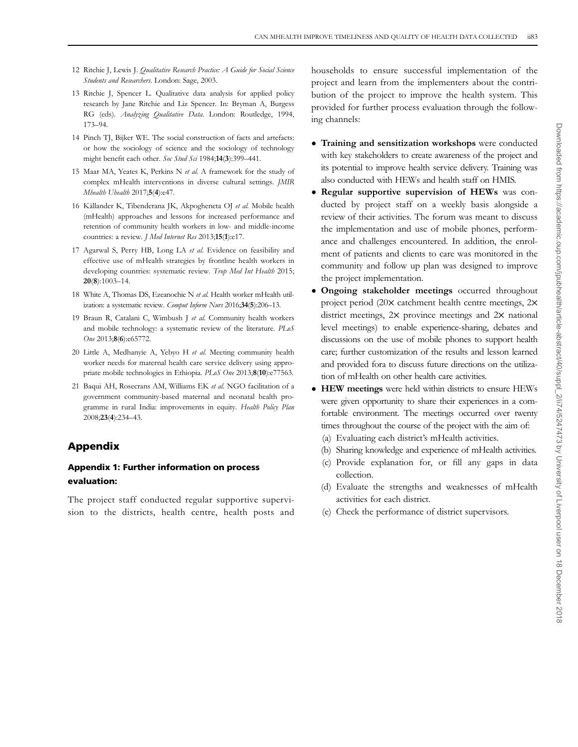12 Ritchie J, Lewis J. *Qualitative Research Practice: A Guide for Social Science Students and Researchers*. London: Sage, 2003.

13 Ritchie J, Spencer L. Qualitative data analysis for applied policy research by Jane Ritchie and Liz Spencer. In: Bryman A, Burgess RG (eds). *Analyzing Qualitative Data*. London: Routledge, 1994, 173–94.

14 Pinch TJ, Bijker WE. The social construction of facts and artefacts: or how the sociology of science and the sociology of technology might benefit each other. *Soc Stud Sci* 1984;**14**(**3**):399–441.

15 Maar MA, Yeates K, Perkins N *et al*. A framework for the study of complex mHealth interventions in diverse cultural settings. *JMIR Mhealth Uhealth* 2017;**5**(**4**):e47.

16 Källander K, Tibenderana JK, Akpogheneta OJ *et al*. Mobile health (mHealth) approaches and lessons for increased performance and retention of community health workers in low- and middle-income countries: a review. *J Med Internet Res* 2013;**15**(**1**):e17.

17 Agarwal S, Perry HB, Long LA *et al*. Evidence on feasibility and effective use of mHealth strategies by frontline health workers in developing countries: systematic review. *Trop Med Int Health* 2015; **20**(**8**):1003–14.

18 White A, Thomas DS, Ezeanochie N *et al*. Health worker mHealth utilization: a systematic review. *Comput Inform Nurs* 2016;**34**(**5**):206–13.

19 Braun R, Catalani C, Wimbush J *et al*. Community health workers and mobile technology: a systematic review of the literature. *PLoS One* 2013;**8**(**6**):e65772.

20 Little A, Medhanyie A, Yebyo H *et al*. Meeting community health worker needs for maternal health care service delivery using appropriate mobile technologies in Ethiopia. *PLoS One* 2013;**8**(**10**):e77563.

21 Baqui AH, Rosecrans AM, Williams EK *et al*. NGO facilitation of a government community-based maternal and neonatal health programme in rural India: improvements in equity. *Health Policy Plan* 2008;**23**(**4**):234–43.

## Appendix

### Appendix 1: Further information on process evaluation:

The project staff conducted regular supportive supervision to the districts, health centre, health posts and households to ensure successful implementation of the project and learn from the implementers about the contribution of the project to improve the health system. This provided for further process evaluation through the following channels:

- **Training and sensitization workshops** were conducted with key stakeholders to create awareness of the project and its potential to improve health service delivery. Training was also conducted with HEWs and health staff on HMIS.
- **Regular supportive supervision of HEWs** was conducted by project staff on a weekly basis alongside a review of their activities. The forum was meant to discuss the implementation and use of mobile phones, performance and challenges encountered. In addition, the enrolment of patients and clients to care was monitored in the community and follow up plan was designed to improve the project implementation.
- **Ongoing stakeholder meetings** occurred throughout project period (20× catchment health centre meetings, 2× district meetings, 2× province meetings and 2× national level meetings) to enable experience-sharing, debates and discussions on the use of mobile phones to support health care; further customization of the results and lesson learned and provided fora to discuss future directions on the utilization of mHealth on other health care activities.
- **HEW meetings** were held within districts to ensure HEWs were given opportunity to share their experiences in a comfortable environment. The meetings occurred over twenty times throughout the course of the project with the aim of:
  (a) Evaluating each district's mHealth activities.
  (b) Sharing knowledge and experience of mHealth activities.
  (c) Provide explanation for, or fill any gaps in data collection.
  (d) Evaluate the strengths and weaknesses of mHealth activities for each district.
  (e) Check the performance of district supervisors.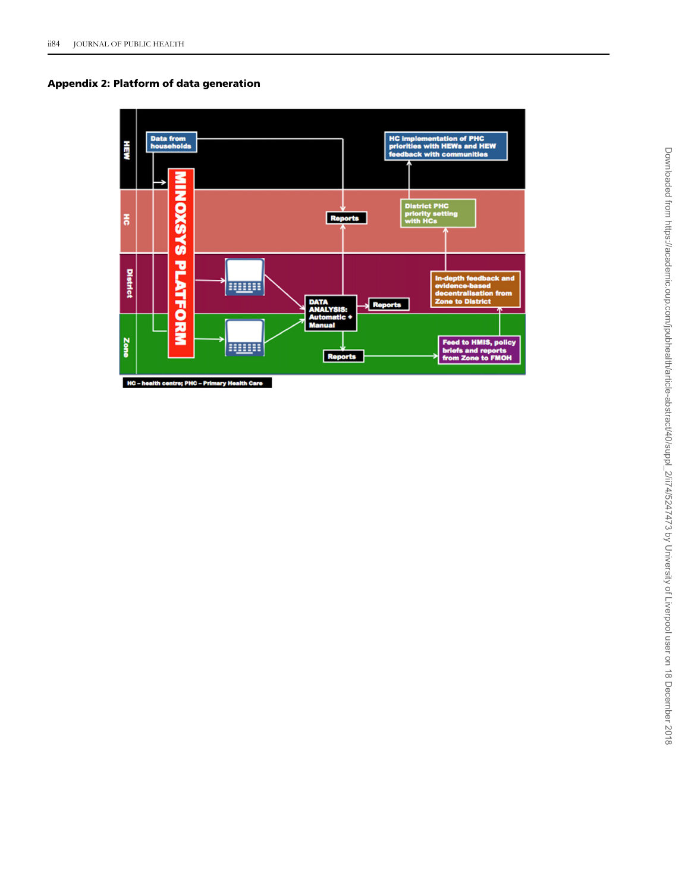## Appendix 2: Platform of data generation

HEW

Data from households

HC implementation of PHC priorities with HEWs and HEW feedback with communities

MINOXSYS PLATFORM

HC

Reports

District PHC priority setting with HCs

District

In-depth feedback and evidence-based decentralisation from Zone to District

DATA ANALYSIS: Automatic + Manual

Reports

Zone

Reports

Feed to HMIS, policy briefs and reports from Zone to FMOH

HC – health centre; PHC – Primary Health Care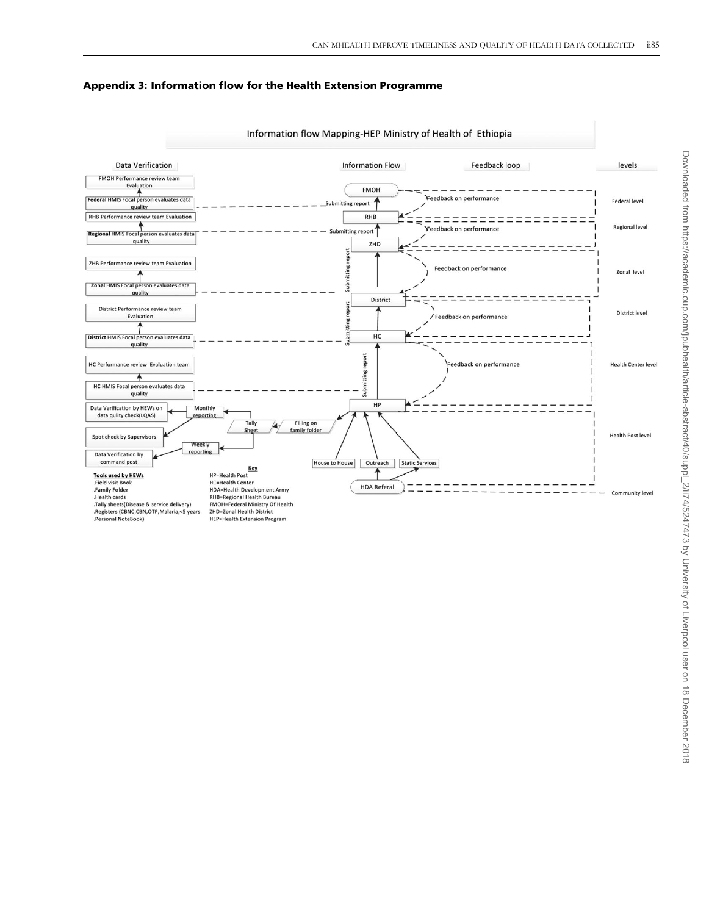## Appendix 3: Information flow for the Health Extension Programme

Information flow Mapping-HEP Ministry of Health of Ethiopia

| Data Verification | Information Flow | Feedback loop | levels |
|---|---|---|---|
| FMOH Performance review team Evaluation ↑ Federal HMIS Focal person evaluates data quality | FMOH ← Submitting report ← RHB | Feedback on performance | Federal level |
| RHB Performance review team Evaluation ↑ Regional HMIS Focal person evaluates data quality | RHB ← Submitting report ← ZHD | Feedback on performance | Regional level |
| ZHB Performance review team Evaluation ↑ Zonal HMIS Focal person evaluates data quality | ZHD ← Submitting report ← District | Feedback on performance | Zonal level |
| District Performance review team Evaluation ↑ District HMIS Focal person evaluates data quality | District ← Submitting report ← HC | Feedback on performance | District level |
| HC Performance review Evaluation team ↑ HC HMIS Focal person evaluates data quality | HC ← Submitting report ← HP | Feedback on performance | Health Center level |
| Data Verification by HEWs on data qulity check(LQAS) ← Monthly reporting ← Tally Sheet ← Filling on family folder ← HP; Spot check by Supervisors; Data Verification by command post ← Weekly reporting ← Tally Sheet | HP ← House to House, Outreach, Static Services | | Health Post level |
| | Static Services ← HDA Referal | | Community level |

**Tools used by HEWs**

- .Field visit Book
- .Family Folder
- .Health cards
- .Tally sheets(Disease & service delivery)
- .Registers (CBNC,CBN,OTP,Malaria,<5 years
- .Personal NoteBook)

**Key**

- HP=Health Post
- HC=Health Center
- HDA=Health Development Army
- RHB=Regional Health Bureau
- FMOH=Federal Ministry Of Health
- ZHD=Zonal Health District
- HEP=Health Extension Program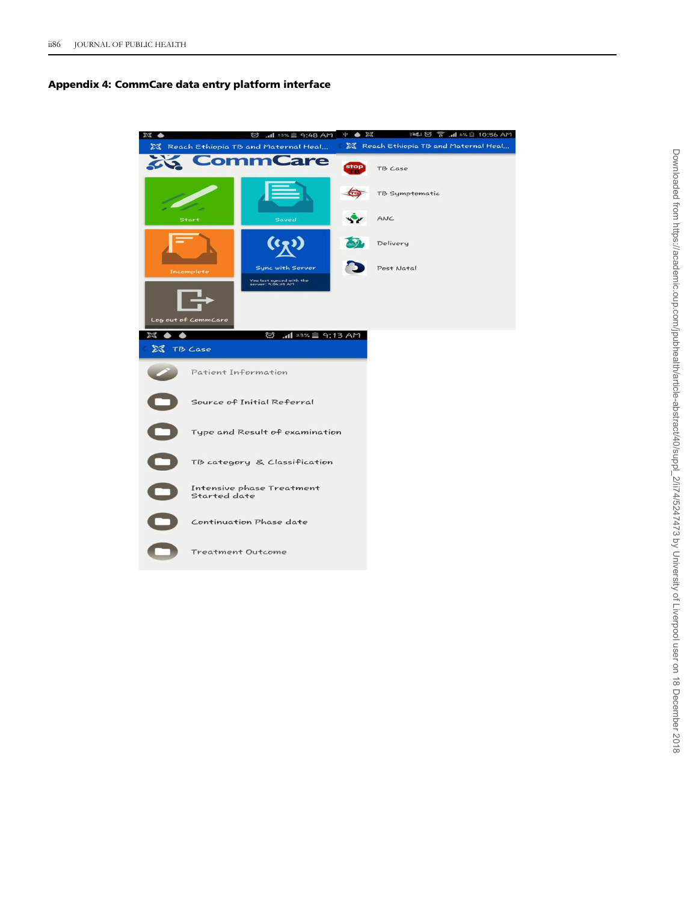## Appendix 4: CommCare data entry platform interface

Reach Ethiopia TB and Maternal Heal...

CommCare

Start

Saved

Incomplete

Sync with Server

You last synced with the server: 9:06:35 AM

Log out of CommCare

Reach Ethiopia TB and Maternal Heal...

TB Case

TB Symptomatic

ANC

Delivery

Post Natal

TB Case

Patient Information

Source of Initial Referral

Type and Result of examination

TB category & Classification

Intensive phase Treatment Started date

Continuation Phase date

Treatment Outcome